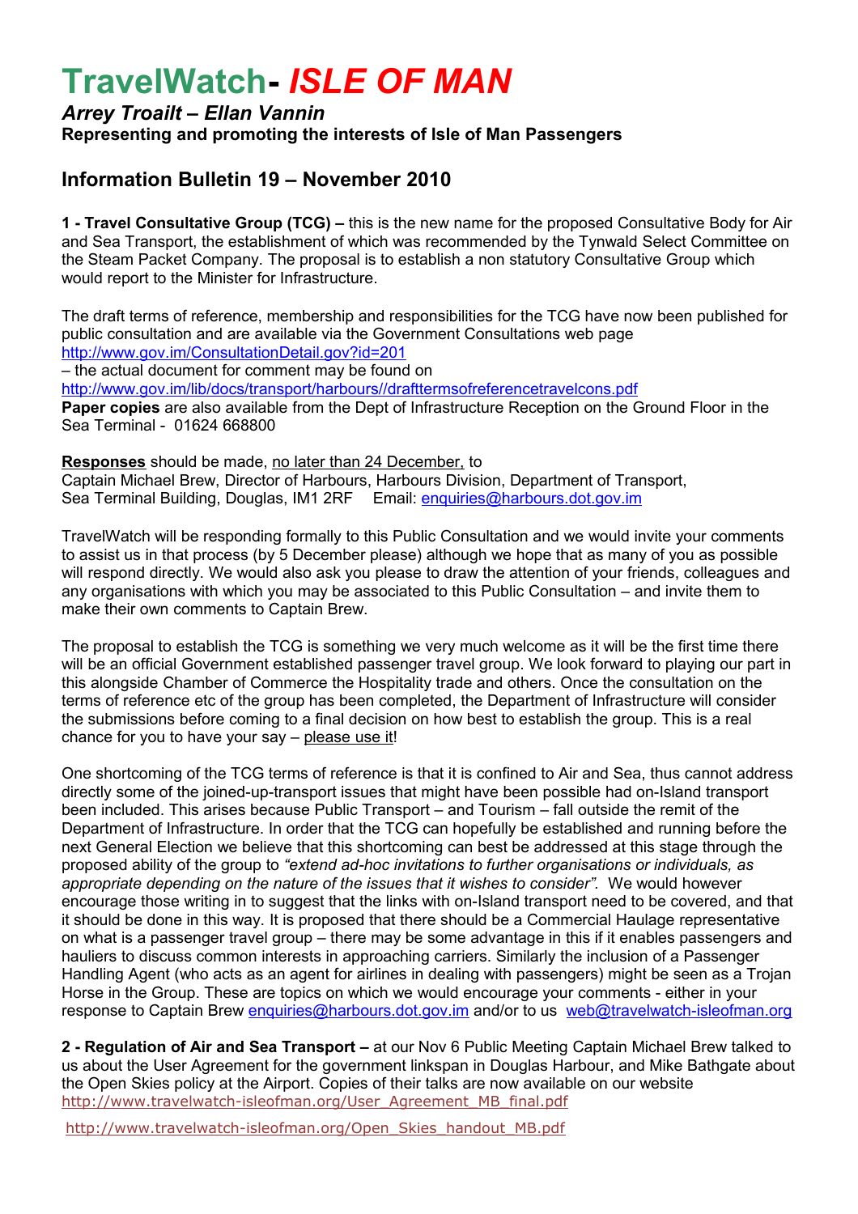# TravelWatch- *ISLE OF MAN*

***Arrey Troailt – Ellan Vannin***

**Representing and promoting the interests of Isle of Man Passengers**

## Information Bulletin 19 – November 2010

**1 - Travel Consultative Group (TCG) –** this is the new name for the proposed Consultative Body for Air and Sea Transport, the establishment of which was recommended by the Tynwald Select Committee on the Steam Packet Company. The proposal is to establish a non statutory Consultative Group which would report to the Minister for Infrastructure.

The draft terms of reference, membership and responsibilities for the TCG have now been published for public consultation and are available via the Government Consultations web page http://www.gov.im/ConsultationDetail.gov?id=201
– the actual document for comment may be found on
http://www.gov.im/lib/docs/transport/harbours//drafttermsofreferencetravelcons.pdf
**Paper copies** are also available from the Dept of Infrastructure Reception on the Ground Floor in the Sea Terminal - 01624 668800

**Responses** should be made, no later than 24 December, to
Captain Michael Brew, Director of Harbours, Harbours Division, Department of Transport, Sea Terminal Building, Douglas, IM1 2RF Email: enquiries@harbours.dot.gov.im

TravelWatch will be responding formally to this Public Consultation and we would invite your comments to assist us in that process (by 5 December please) although we hope that as many of you as possible will respond directly. We would also ask you please to draw the attention of your friends, colleagues and any organisations with which you may be associated to this Public Consultation – and invite them to make their own comments to Captain Brew.

The proposal to establish the TCG is something we very much welcome as it will be the first time there will be an official Government established passenger travel group. We look forward to playing our part in this alongside Chamber of Commerce the Hospitality trade and others. Once the consultation on the terms of reference etc of the group has been completed, the Department of Infrastructure will consider the submissions before coming to a final decision on how best to establish the group. This is a real chance for you to have your say – please use it!

One shortcoming of the TCG terms of reference is that it is confined to Air and Sea, thus cannot address directly some of the joined-up-transport issues that might have been possible had on-Island transport been included. This arises because Public Transport – and Tourism – fall outside the remit of the Department of Infrastructure. In order that the TCG can hopefully be established and running before the next General Election we believe that this shortcoming can best be addressed at this stage through the proposed ability of the group to *"extend ad-hoc invitations to further organisations or individuals, as appropriate depending on the nature of the issues that it wishes to consider"*. We would however encourage those writing in to suggest that the links with on-Island transport need to be covered, and that it should be done in this way. It is proposed that there should be a Commercial Haulage representative on what is a passenger travel group – there may be some advantage in this if it enables passengers and hauliers to discuss common interests in approaching carriers. Similarly the inclusion of a Passenger Handling Agent (who acts as an agent for airlines in dealing with passengers) might be seen as a Trojan Horse in the Group. These are topics on which we would encourage your comments - either in your response to Captain Brew enquiries@harbours.dot.gov.im and/or to us web@travelwatch-isleofman.org

**2 - Regulation of Air and Sea Transport –** at our Nov 6 Public Meeting Captain Michael Brew talked to us about the User Agreement for the government linkspan in Douglas Harbour, and Mike Bathgate about the Open Skies policy at the Airport. Copies of their talks are now available on our website
http://www.travelwatch-isleofman.org/User_Agreement_MB_final.pdf

http://www.travelwatch-isleofman.org/Open_Skies_handout_MB.pdf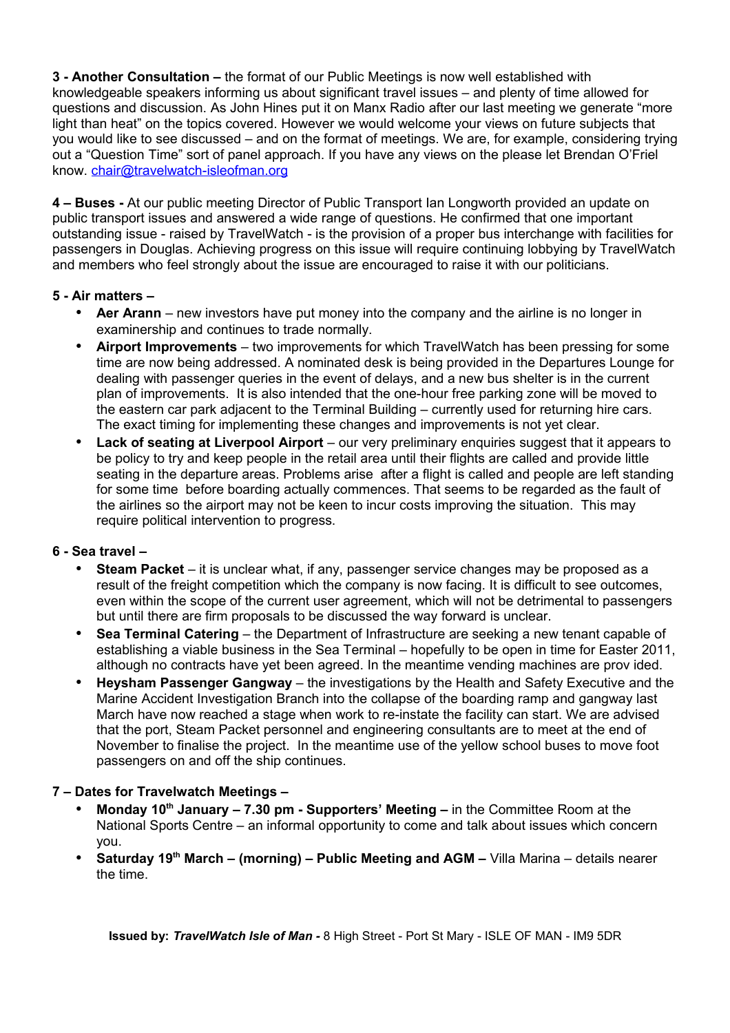**3 - Another Consultation –** the format of our Public Meetings is now well established with knowledgeable speakers informing us about significant travel issues – and plenty of time allowed for questions and discussion. As John Hines put it on Manx Radio after our last meeting we generate "more light than heat" on the topics covered. However we would welcome your views on future subjects that you would like to see discussed – and on the format of meetings. We are, for example, considering trying out a "Question Time" sort of panel approach. If you have any views on the please let Brendan O'Friel know. chair@travelwatch-isleofman.org

**4 – Buses -** At our public meeting Director of Public Transport Ian Longworth provided an update on public transport issues and answered a wide range of questions. He confirmed that one important outstanding issue - raised by TravelWatch - is the provision of a proper bus interchange with facilities for passengers in Douglas. Achieving progress on this issue will require continuing lobbying by TravelWatch and members who feel strongly about the issue are encouraged to raise it with our politicians.

**5 - Air matters –**

- **Aer Arann** – new investors have put money into the company and the airline is no longer in examinership and continues to trade normally.
- **Airport Improvements** – two improvements for which TravelWatch has been pressing for some time are now being addressed. A nominated desk is being provided in the Departures Lounge for dealing with passenger queries in the event of delays, and a new bus shelter is in the current plan of improvements. It is also intended that the one-hour free parking zone will be moved to the eastern car park adjacent to the Terminal Building – currently used for returning hire cars. The exact timing for implementing these changes and improvements is not yet clear.
- **Lack of seating at Liverpool Airport** – our very preliminary enquiries suggest that it appears to be policy to try and keep people in the retail area until their flights are called and provide little seating in the departure areas. Problems arise after a flight is called and people are left standing for some time before boarding actually commences. That seems to be regarded as the fault of the airlines so the airport may not be keen to incur costs improving the situation. This may require political intervention to progress.

**6 - Sea travel –**

- **Steam Packet** – it is unclear what, if any, passenger service changes may be proposed as a result of the freight competition which the company is now facing. It is difficult to see outcomes, even within the scope of the current user agreement, which will not be detrimental to passengers but until there are firm proposals to be discussed the way forward is unclear.
- **Sea Terminal Catering** – the Department of Infrastructure are seeking a new tenant capable of establishing a viable business in the Sea Terminal – hopefully to be open in time for Easter 2011, although no contracts have yet been agreed. In the meantime vending machines are prov ided.
- **Heysham Passenger Gangway** – the investigations by the Health and Safety Executive and the Marine Accident Investigation Branch into the collapse of the boarding ramp and gangway last March have now reached a stage when work to re-instate the facility can start. We are advised that the port, Steam Packet personnel and engineering consultants are to meet at the end of November to finalise the project. In the meantime use of the yellow school buses to move foot passengers on and off the ship continues.

**7 – Dates for Travelwatch Meetings –**

- **Monday 10th January – 7.30 pm - Supporters' Meeting –** in the Committee Room at the National Sports Centre – an informal opportunity to come and talk about issues which concern you.
- **Saturday 19th March – (morning) – Public Meeting and AGM –** Villa Marina – details nearer the time.

**Issued by:** ***TravelWatch Isle of Man -*** 8 High Street - Port St Mary - ISLE OF MAN - IM9 5DR